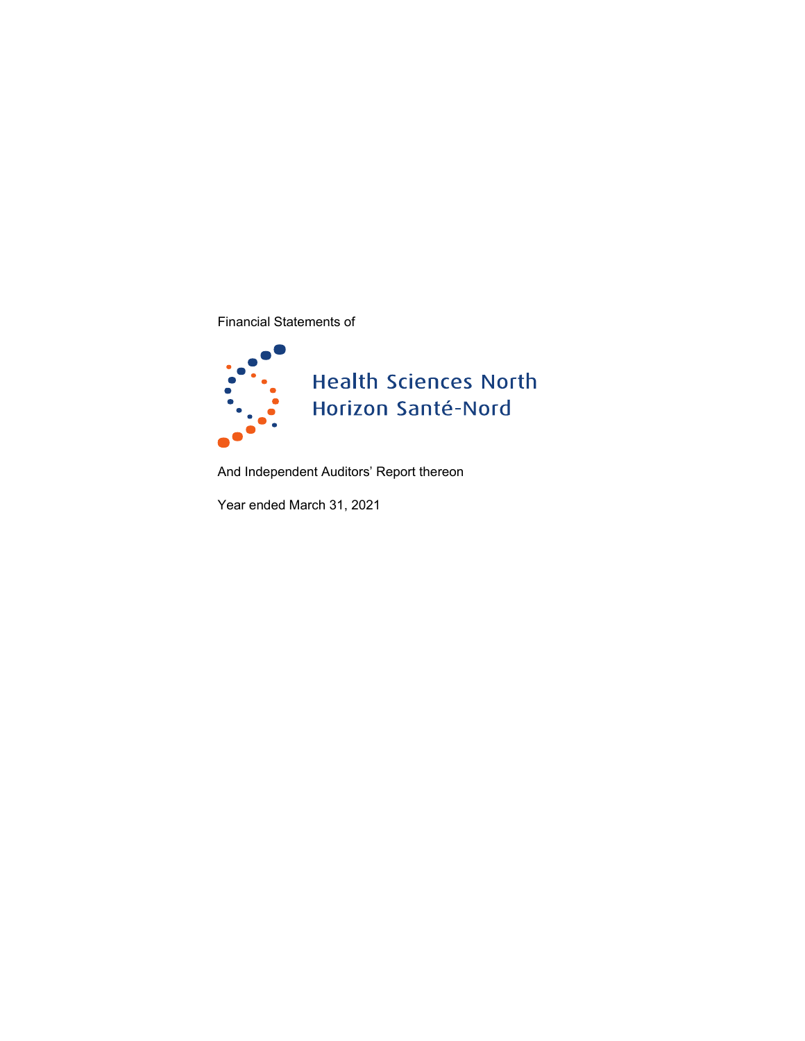Financial Statements of

# Health Sciences North
# Horizon Santé-Nord

And Independent Auditors' Report thereon

Year ended March 31, 2021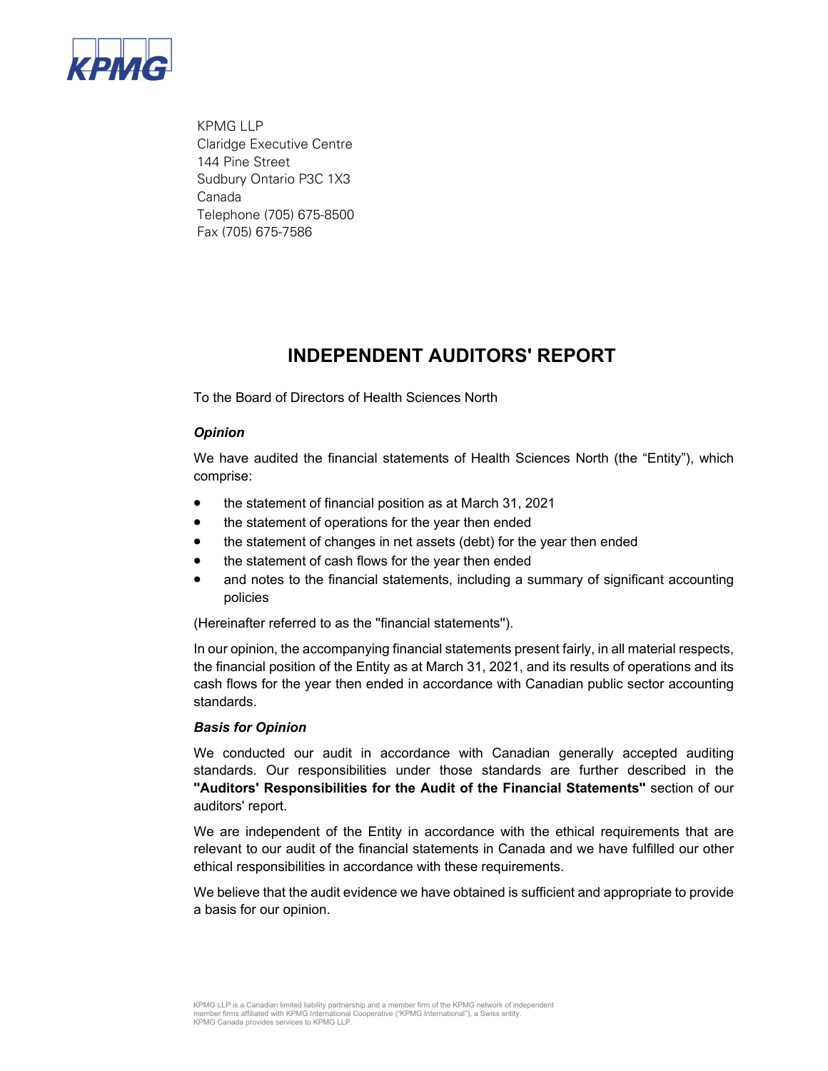KPMG LLP
Claridge Executive Centre
144 Pine Street
Sudbury Ontario P3C 1X3
Canada
Telephone (705) 675-8500
Fax (705) 675-7586

# INDEPENDENT AUDITORS' REPORT

To the Board of Directors of Health Sciences North

### *Opinion*

We have audited the financial statements of Health Sciences North (the "Entity"), which comprise:

- the statement of financial position as at March 31, 2021
- the statement of operations for the year then ended
- the statement of changes in net assets (debt) for the year then ended
- the statement of cash flows for the year then ended
- and notes to the financial statements, including a summary of significant accounting policies

(Hereinafter referred to as the "financial statements").

In our opinion, the accompanying financial statements present fairly, in all material respects, the financial position of the Entity as at March 31, 2021, and its results of operations and its cash flows for the year then ended in accordance with Canadian public sector accounting standards.

### *Basis for Opinion*

We conducted our audit in accordance with Canadian generally accepted auditing standards. Our responsibilities under those standards are further described in the **"Auditors' Responsibilities for the Audit of the Financial Statements"** section of our auditors' report.

We are independent of the Entity in accordance with the ethical requirements that are relevant to our audit of the financial statements in Canada and we have fulfilled our other ethical responsibilities in accordance with these requirements.

We believe that the audit evidence we have obtained is sufficient and appropriate to provide a basis for our opinion.

KPMG LLP is a Canadian limited liability partnership and a member firm of the KPMG network of independent member firms affiliated with KPMG International Cooperative ("KPMG International"), a Swiss entity. KPMG Canada provides services to KPMG LLP.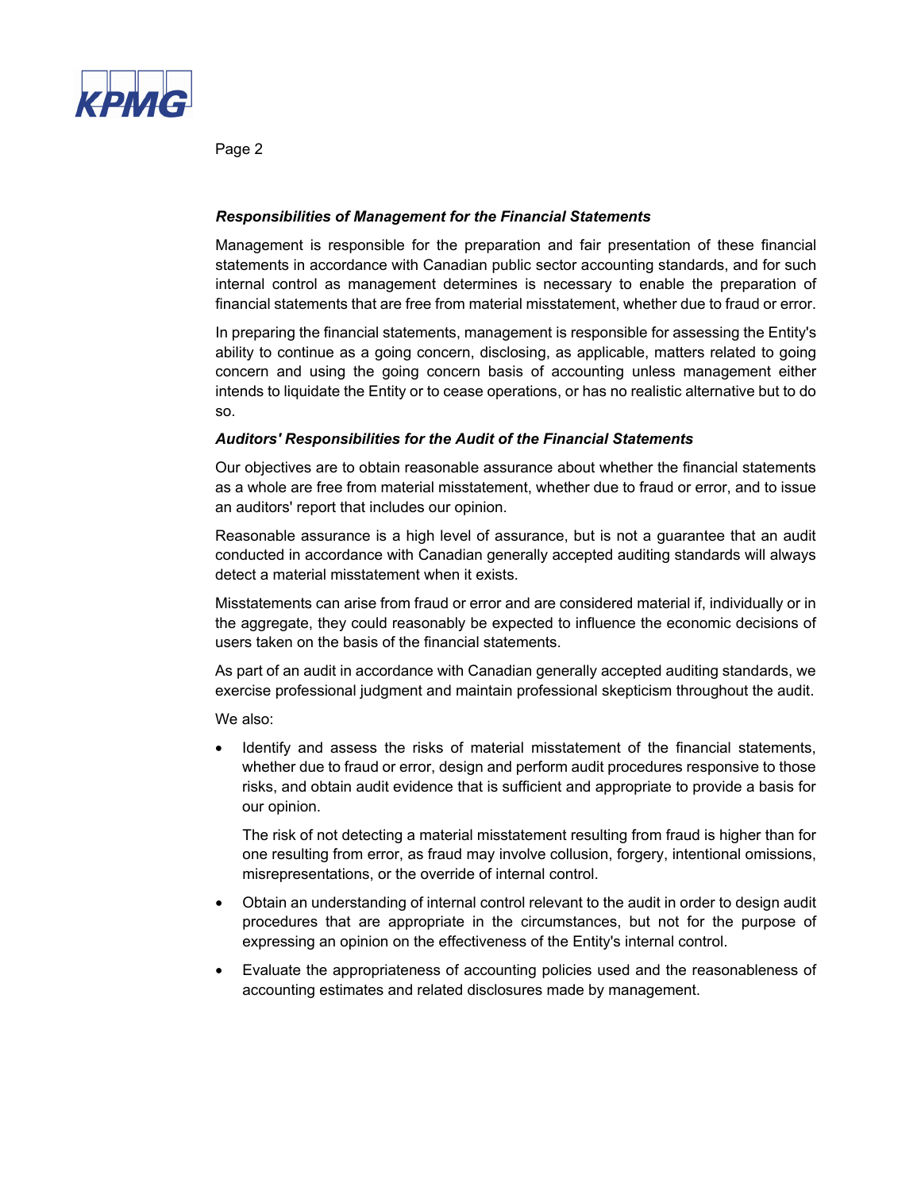### *Responsibilities of Management for the Financial Statements*

Management is responsible for the preparation and fair presentation of these financial statements in accordance with Canadian public sector accounting standards, and for such internal control as management determines is necessary to enable the preparation of financial statements that are free from material misstatement, whether due to fraud or error.

In preparing the financial statements, management is responsible for assessing the Entity's ability to continue as a going concern, disclosing, as applicable, matters related to going concern and using the going concern basis of accounting unless management either intends to liquidate the Entity or to cease operations, or has no realistic alternative but to do so.

### *Auditors' Responsibilities for the Audit of the Financial Statements*

Our objectives are to obtain reasonable assurance about whether the financial statements as a whole are free from material misstatement, whether due to fraud or error, and to issue an auditors' report that includes our opinion.

Reasonable assurance is a high level of assurance, but is not a guarantee that an audit conducted in accordance with Canadian generally accepted auditing standards will always detect a material misstatement when it exists.

Misstatements can arise from fraud or error and are considered material if, individually or in the aggregate, they could reasonably be expected to influence the economic decisions of users taken on the basis of the financial statements.

As part of an audit in accordance with Canadian generally accepted auditing standards, we exercise professional judgment and maintain professional skepticism throughout the audit.

We also:

- Identify and assess the risks of material misstatement of the financial statements, whether due to fraud or error, design and perform audit procedures responsive to those risks, and obtain audit evidence that is sufficient and appropriate to provide a basis for our opinion.

  The risk of not detecting a material misstatement resulting from fraud is higher than for one resulting from error, as fraud may involve collusion, forgery, intentional omissions, misrepresentations, or the override of internal control.

- Obtain an understanding of internal control relevant to the audit in order to design audit procedures that are appropriate in the circumstances, but not for the purpose of expressing an opinion on the effectiveness of the Entity's internal control.

- Evaluate the appropriateness of accounting policies used and the reasonableness of accounting estimates and related disclosures made by management.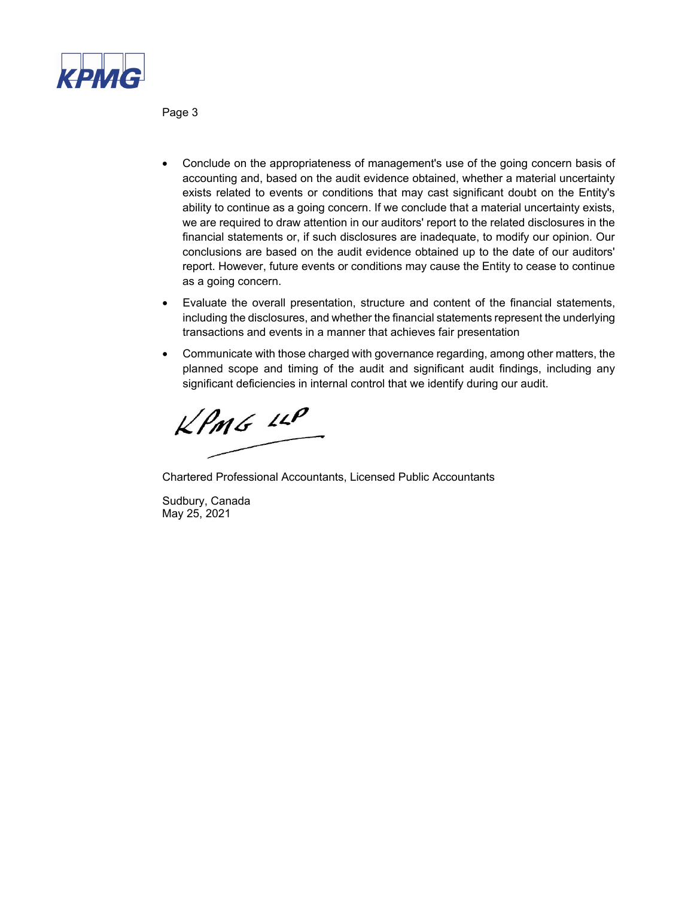- Conclude on the appropriateness of management's use of the going concern basis of accounting and, based on the audit evidence obtained, whether a material uncertainty exists related to events or conditions that may cast significant doubt on the Entity's ability to continue as a going concern. If we conclude that a material uncertainty exists, we are required to draw attention in our auditors' report to the related disclosures in the financial statements or, if such disclosures are inadequate, to modify our opinion. Our conclusions are based on the audit evidence obtained up to the date of our auditors' report. However, future events or conditions may cause the Entity to cease to continue as a going concern.
- Evaluate the overall presentation, structure and content of the financial statements, including the disclosures, and whether the financial statements represent the underlying transactions and events in a manner that achieves fair presentation
- Communicate with those charged with governance regarding, among other matters, the planned scope and timing of the audit and significant audit findings, including any significant deficiencies in internal control that we identify during our audit.

KPMG LLP

Chartered Professional Accountants, Licensed Public Accountants

Sudbury, Canada
May 25, 2021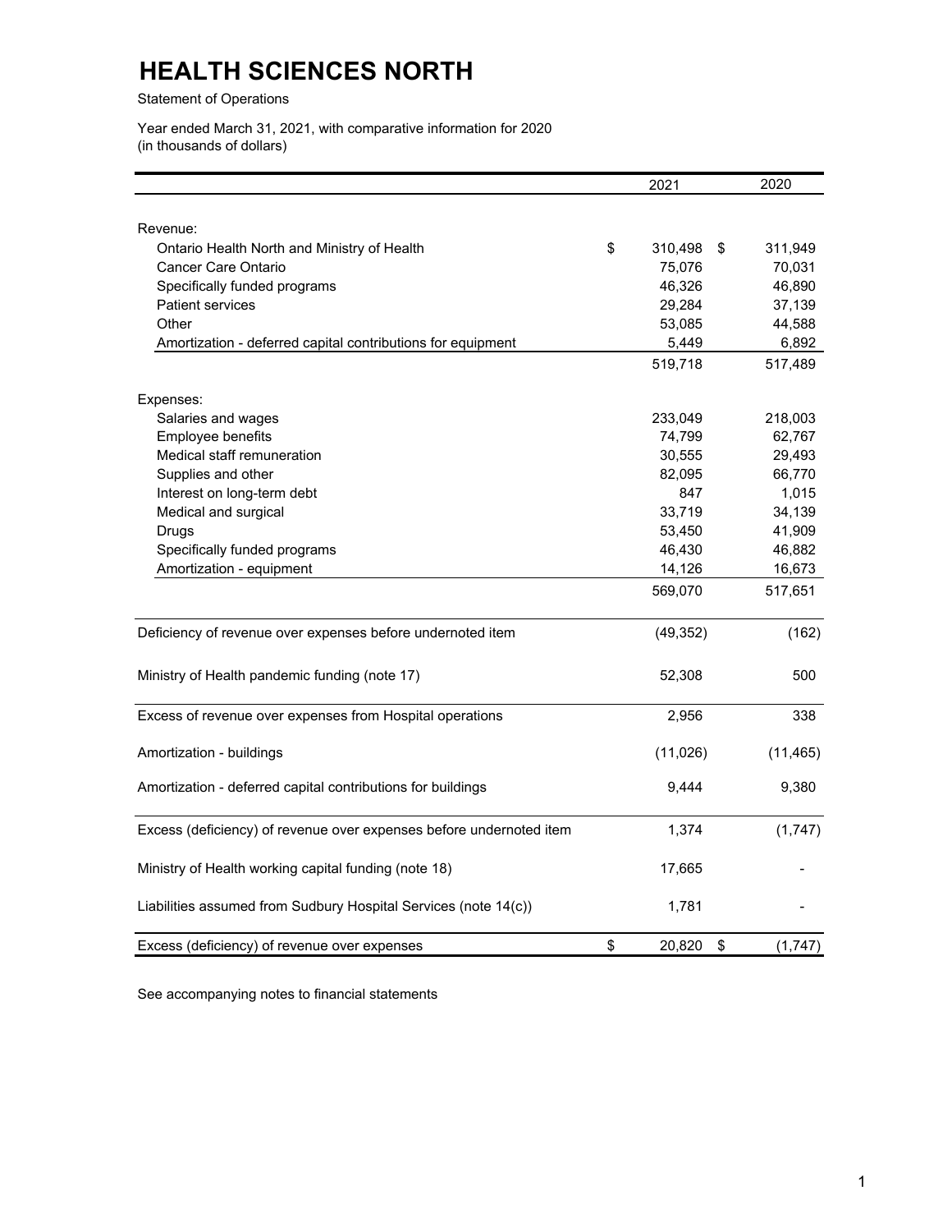# HEALTH SCIENCES NORTH

Statement of Operations

Year ended March 31, 2021, with comparative information for 2020
(in thousands of dollars)

| | 2021 | 2020 |
|---|---|---|
| Revenue: | | |
| Ontario Health North and Ministry of Health | $ 310,498 | $ 311,949 |
| Cancer Care Ontario | 75,076 | 70,031 |
| Specifically funded programs | 46,326 | 46,890 |
| Patient services | 29,284 | 37,139 |
| Other | 53,085 | 44,588 |
| Amortization - deferred capital contributions for equipment | 5,449 | 6,892 |
| | 519,718 | 517,489 |
| Expenses: | | |
| Salaries and wages | 233,049 | 218,003 |
| Employee benefits | 74,799 | 62,767 |
| Medical staff remuneration | 30,555 | 29,493 |
| Supplies and other | 82,095 | 66,770 |
| Interest on long-term debt | 847 | 1,015 |
| Medical and surgical | 33,719 | 34,139 |
| Drugs | 53,450 | 41,909 |
| Specifically funded programs | 46,430 | 46,882 |
| Amortization - equipment | 14,126 | 16,673 |
| | 569,070 | 517,651 |
| Deficiency of revenue over expenses before undernoted item | (49,352) | (162) |
| Ministry of Health pandemic funding (note 17) | 52,308 | 500 |
| Excess of revenue over expenses from Hospital operations | 2,956 | 338 |
| Amortization - buildings | (11,026) | (11,465) |
| Amortization - deferred capital contributions for buildings | 9,444 | 9,380 |
| Excess (deficiency) of revenue over expenses before undernoted item | 1,374 | (1,747) |
| Ministry of Health working capital funding (note 18) | 17,665 | - |
| Liabilities assumed from Sudbury Hospital Services (note 14(c)) | 1,781 | - |
| Excess (deficiency) of revenue over expenses | $ 20,820 | $ (1,747) |

See accompanying notes to financial statements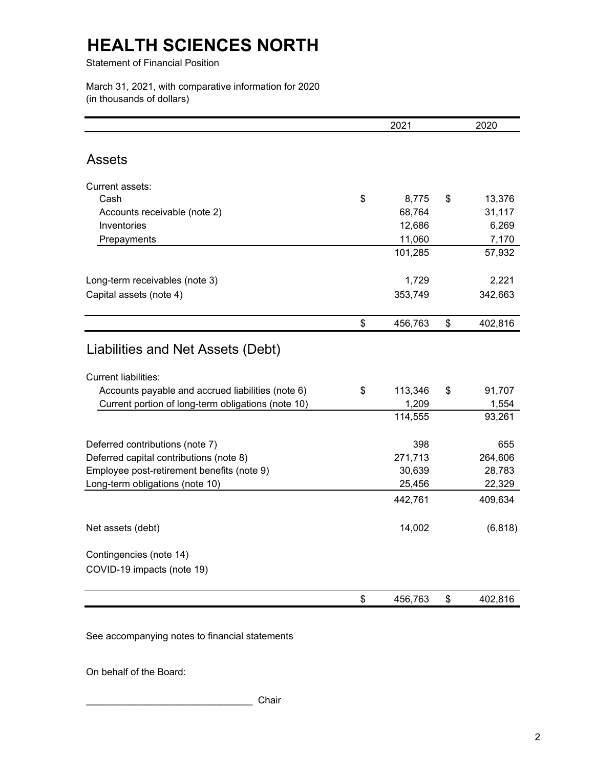# HEALTH SCIENCES NORTH

Statement of Financial Position

March 31, 2021, with comparative information for 2020
(in thousands of dollars)

| | 2021 | 2020 |
|---|---|---|
| **Assets** | | |
| Current assets: | | |
| Cash | $ 8,775 | $ 13,376 |
| Accounts receivable (note 2) | 68,764 | 31,117 |
| Inventories | 12,686 | 6,269 |
| Prepayments | 11,060 | 7,170 |
| | 101,285 | 57,932 |
| Long-term receivables (note 3) | 1,729 | 2,221 |
| Capital assets (note 4) | 353,749 | 342,663 |
| | $ 456,763 | $ 402,816 |
| **Liabilities and Net Assets (Debt)** | | |
| Current liabilities: | | |
| Accounts payable and accrued liabilities (note 6) | $ 113,346 | $ 91,707 |
| Current portion of long-term obligations (note 10) | 1,209 | 1,554 |
| | 114,555 | 93,261 |
| Deferred contributions (note 7) | 398 | 655 |
| Deferred capital contributions (note 8) | 271,713 | 264,606 |
| Employee post-retirement benefits (note 9) | 30,639 | 28,783 |
| Long-term obligations (note 10) | 25,456 | 22,329 |
| | 442,761 | 409,634 |
| Net assets (debt) | 14,002 | (6,818) |
| Contingencies (note 14) | | |
| COVID-19 impacts (note 19) | | |
| | $ 456,763 | $ 402,816 |

See accompanying notes to financial statements

On behalf of the Board:

_______________________________ Chair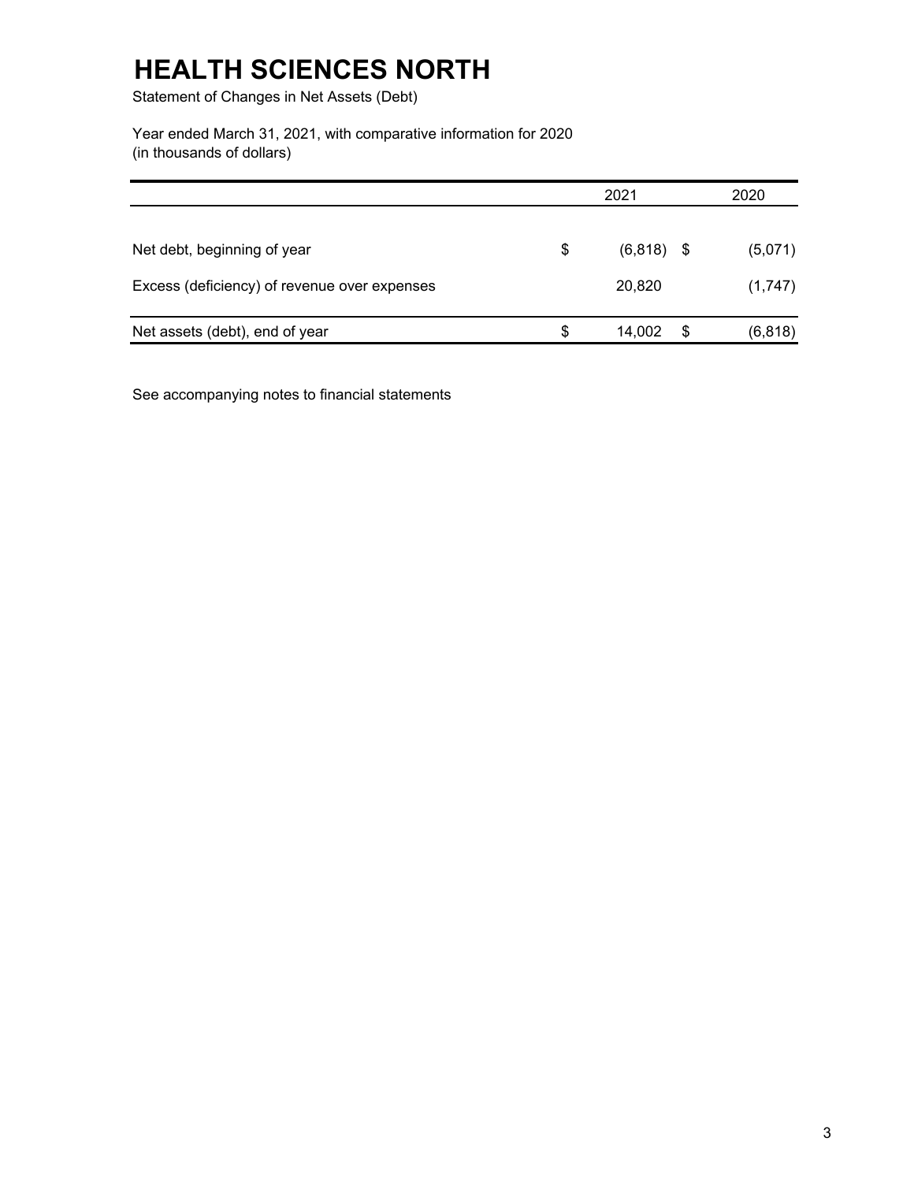# HEALTH SCIENCES NORTH

Statement of Changes in Net Assets (Debt)

Year ended March 31, 2021, with comparative information for 2020
(in thousands of dollars)

| | 2021 | 2020 |
|---|---|---|
| Net debt, beginning of year | $ (6,818) | $ (5,071) |
| Excess (deficiency) of revenue over expenses | 20,820 | (1,747) |
| Net assets (debt), end of year | $ 14,002 | $ (6,818) |

See accompanying notes to financial statements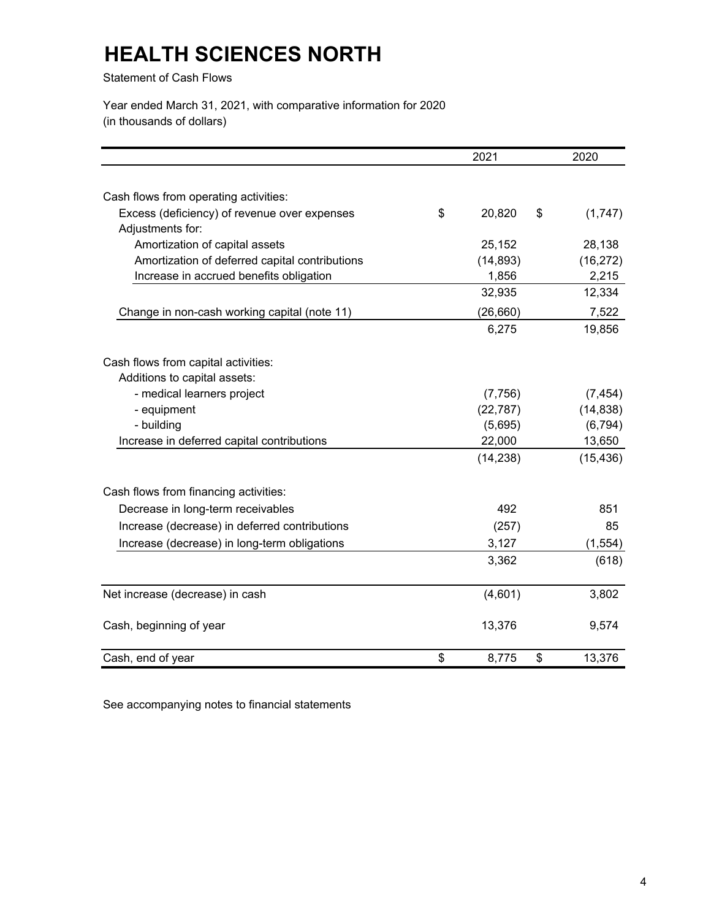# HEALTH SCIENCES NORTH

Statement of Cash Flows

Year ended March 31, 2021, with comparative information for 2020
(in thousands of dollars)

| | 2021 | 2020 |
|---|---|---|
| Cash flows from operating activities: | | |
| Excess (deficiency) of revenue over expenses | $ 20,820 | $ (1,747) |
| Adjustments for: | | |
| Amortization of capital assets | 25,152 | 28,138 |
| Amortization of deferred capital contributions | (14,893) | (16,272) |
| Increase in accrued benefits obligation | 1,856 | 2,215 |
| | 32,935 | 12,334 |
| Change in non-cash working capital (note 11) | (26,660) | 7,522 |
| | 6,275 | 19,856 |
| Cash flows from capital activities: | | |
| Additions to capital assets: | | |
| - medical learners project | (7,756) | (7,454) |
| - equipment | (22,787) | (14,838) |
| - building | (5,695) | (6,794) |
| Increase in deferred capital contributions | 22,000 | 13,650 |
| | (14,238) | (15,436) |
| Cash flows from financing activities: | | |
| Decrease in long-term receivables | 492 | 851 |
| Increase (decrease) in deferred contributions | (257) | 85 |
| Increase (decrease) in long-term obligations | 3,127 | (1,554) |
| | 3,362 | (618) |
| Net increase (decrease) in cash | (4,601) | 3,802 |
| Cash, beginning of year | 13,376 | 9,574 |
| Cash, end of year | $ 8,775 | $ 13,376 |

See accompanying notes to financial statements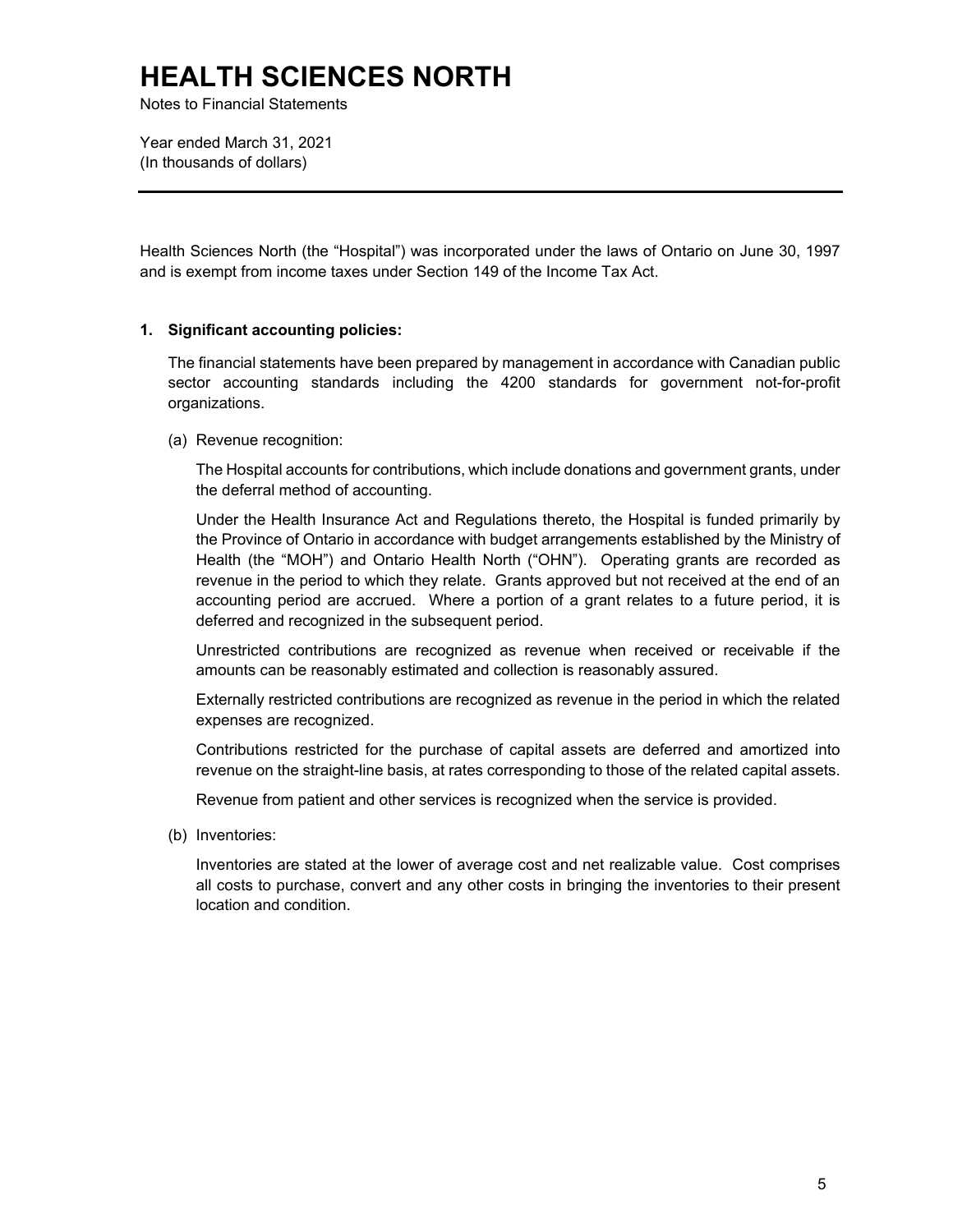# HEALTH SCIENCES NORTH

Notes to Financial Statements

Year ended March 31, 2021
(In thousands of dollars)

---

Health Sciences North (the "Hospital") was incorporated under the laws of Ontario on June 30, 1997 and is exempt from income taxes under Section 149 of the Income Tax Act.

**1. Significant accounting policies:**

The financial statements have been prepared by management in accordance with Canadian public sector accounting standards including the 4200 standards for government not-for-profit organizations.

(a) Revenue recognition:

The Hospital accounts for contributions, which include donations and government grants, under the deferral method of accounting.

Under the Health Insurance Act and Regulations thereto, the Hospital is funded primarily by the Province of Ontario in accordance with budget arrangements established by the Ministry of Health (the "MOH") and Ontario Health North ("OHN"). Operating grants are recorded as revenue in the period to which they relate. Grants approved but not received at the end of an accounting period are accrued. Where a portion of a grant relates to a future period, it is deferred and recognized in the subsequent period.

Unrestricted contributions are recognized as revenue when received or receivable if the amounts can be reasonably estimated and collection is reasonably assured.

Externally restricted contributions are recognized as revenue in the period in which the related expenses are recognized.

Contributions restricted for the purchase of capital assets are deferred and amortized into revenue on the straight-line basis, at rates corresponding to those of the related capital assets.

Revenue from patient and other services is recognized when the service is provided.

(b) Inventories:

Inventories are stated at the lower of average cost and net realizable value. Cost comprises all costs to purchase, convert and any other costs in bringing the inventories to their present location and condition.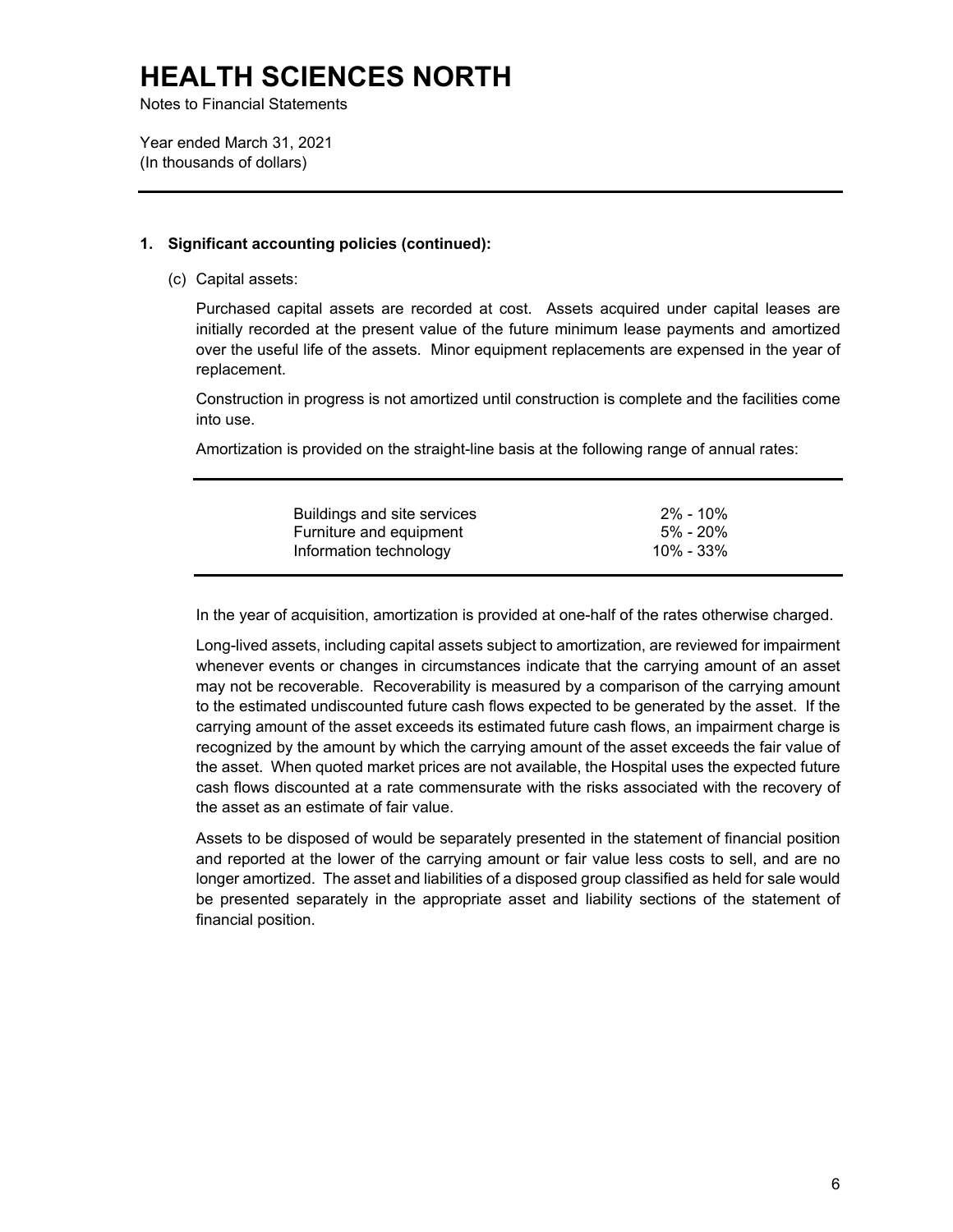# HEALTH SCIENCES NORTH

Notes to Financial Statements

Year ended March 31, 2021
(In thousands of dollars)

**1. Significant accounting policies (continued):**

(c) Capital assets:

Purchased capital assets are recorded at cost. Assets acquired under capital leases are initially recorded at the present value of the future minimum lease payments and amortized over the useful life of the assets. Minor equipment replacements are expensed in the year of replacement.

Construction in progress is not amortized until construction is complete and the facilities come into use.

Amortization is provided on the straight-line basis at the following range of annual rates:

| | |
|---|---|
| Buildings and site services | 2% - 10% |
| Furniture and equipment | 5% - 20% |
| Information technology | 10% - 33% |

In the year of acquisition, amortization is provided at one-half of the rates otherwise charged.

Long-lived assets, including capital assets subject to amortization, are reviewed for impairment whenever events or changes in circumstances indicate that the carrying amount of an asset may not be recoverable. Recoverability is measured by a comparison of the carrying amount to the estimated undiscounted future cash flows expected to be generated by the asset. If the carrying amount of the asset exceeds its estimated future cash flows, an impairment charge is recognized by the amount by which the carrying amount of the asset exceeds the fair value of the asset. When quoted market prices are not available, the Hospital uses the expected future cash flows discounted at a rate commensurate with the risks associated with the recovery of the asset as an estimate of fair value.

Assets to be disposed of would be separately presented in the statement of financial position and reported at the lower of the carrying amount or fair value less costs to sell, and are no longer amortized. The asset and liabilities of a disposed group classified as held for sale would be presented separately in the appropriate asset and liability sections of the statement of financial position.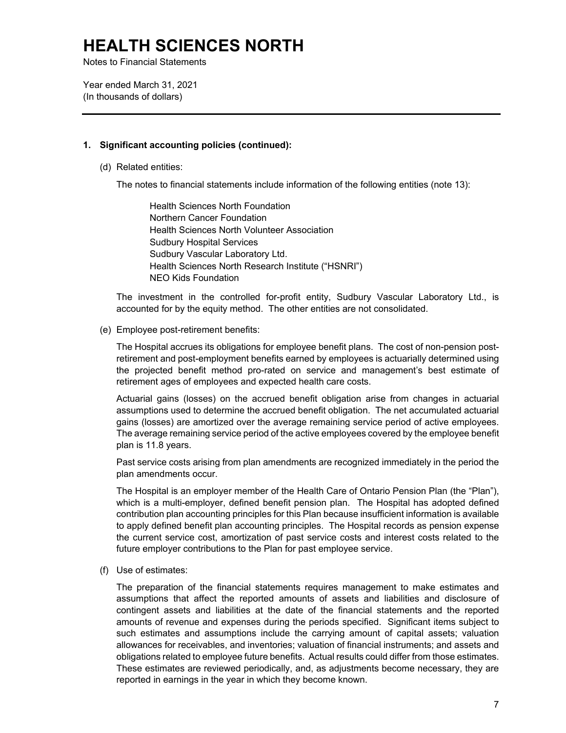# HEALTH SCIENCES NORTH

Notes to Financial Statements

Year ended March 31, 2021
(In thousands of dollars)

---

**1. Significant accounting policies (continued):**

(d) Related entities:

The notes to financial statements include information of the following entities (note 13):

Health Sciences North Foundation
Northern Cancer Foundation
Health Sciences North Volunteer Association
Sudbury Hospital Services
Sudbury Vascular Laboratory Ltd.
Health Sciences North Research Institute ("HSNRI")
NEO Kids Foundation

The investment in the controlled for-profit entity, Sudbury Vascular Laboratory Ltd., is accounted for by the equity method. The other entities are not consolidated.

(e) Employee post-retirement benefits:

The Hospital accrues its obligations for employee benefit plans. The cost of non-pension post-retirement and post-employment benefits earned by employees is actuarially determined using the projected benefit method pro-rated on service and management's best estimate of retirement ages of employees and expected health care costs.

Actuarial gains (losses) on the accrued benefit obligation arise from changes in actuarial assumptions used to determine the accrued benefit obligation. The net accumulated actuarial gains (losses) are amortized over the average remaining service period of active employees. The average remaining service period of the active employees covered by the employee benefit plan is 11.8 years.

Past service costs arising from plan amendments are recognized immediately in the period the plan amendments occur.

The Hospital is an employer member of the Health Care of Ontario Pension Plan (the "Plan"), which is a multi-employer, defined benefit pension plan. The Hospital has adopted defined contribution plan accounting principles for this Plan because insufficient information is available to apply defined benefit plan accounting principles. The Hospital records as pension expense the current service cost, amortization of past service costs and interest costs related to the future employer contributions to the Plan for past employee service.

(f) Use of estimates:

The preparation of the financial statements requires management to make estimates and assumptions that affect the reported amounts of assets and liabilities and disclosure of contingent assets and liabilities at the date of the financial statements and the reported amounts of revenue and expenses during the periods specified. Significant items subject to such estimates and assumptions include the carrying amount of capital assets; valuation allowances for receivables, and inventories; valuation of financial instruments; and assets and obligations related to employee future benefits. Actual results could differ from those estimates. These estimates are reviewed periodically, and, as adjustments become necessary, they are reported in earnings in the year in which they become known.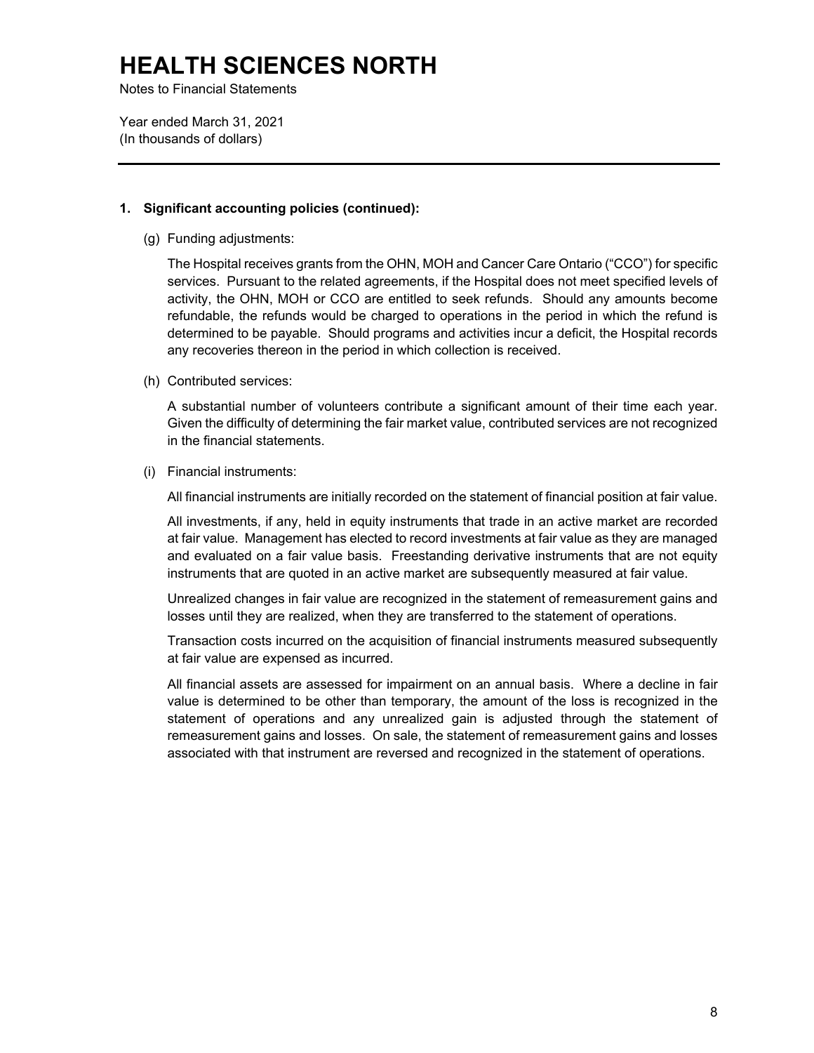# HEALTH SCIENCES NORTH

Notes to Financial Statements

Year ended March 31, 2021
(In thousands of dollars)

---

## 1. Significant accounting policies (continued):

(g) Funding adjustments:

The Hospital receives grants from the OHN, MOH and Cancer Care Ontario ("CCO") for specific services. Pursuant to the related agreements, if the Hospital does not meet specified levels of activity, the OHN, MOH or CCO are entitled to seek refunds. Should any amounts become refundable, the refunds would be charged to operations in the period in which the refund is determined to be payable. Should programs and activities incur a deficit, the Hospital records any recoveries thereon in the period in which collection is received.

(h) Contributed services:

A substantial number of volunteers contribute a significant amount of their time each year. Given the difficulty of determining the fair market value, contributed services are not recognized in the financial statements.

(i) Financial instruments:

All financial instruments are initially recorded on the statement of financial position at fair value.

All investments, if any, held in equity instruments that trade in an active market are recorded at fair value. Management has elected to record investments at fair value as they are managed and evaluated on a fair value basis. Freestanding derivative instruments that are not equity instruments that are quoted in an active market are subsequently measured at fair value.

Unrealized changes in fair value are recognized in the statement of remeasurement gains and losses until they are realized, when they are transferred to the statement of operations.

Transaction costs incurred on the acquisition of financial instruments measured subsequently at fair value are expensed as incurred.

All financial assets are assessed for impairment on an annual basis. Where a decline in fair value is determined to be other than temporary, the amount of the loss is recognized in the statement of operations and any unrealized gain is adjusted through the statement of remeasurement gains and losses. On sale, the statement of remeasurement gains and losses associated with that instrument are reversed and recognized in the statement of operations.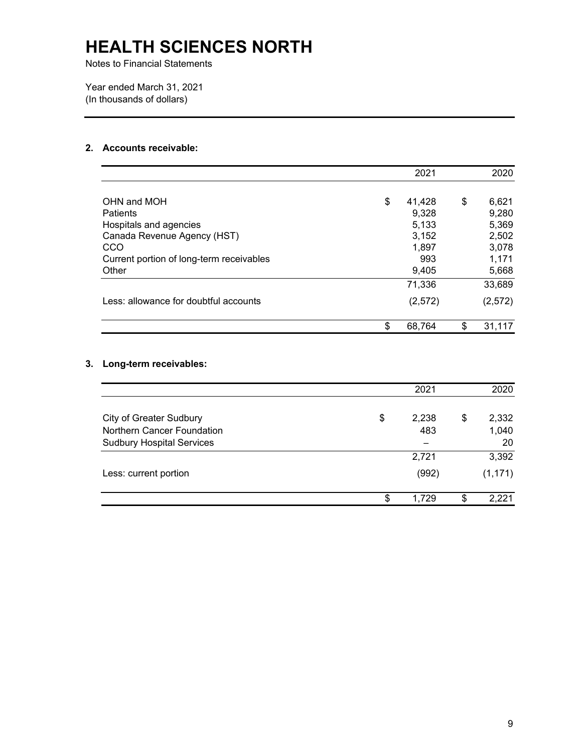# HEALTH SCIENCES NORTH

Notes to Financial Statements

Year ended March 31, 2021
(In thousands of dollars)

## 2. Accounts receivable:

| | 2021 | 2020 |
|---|---|---|
| OHN and MOH | $ 41,428 | $ 6,621 |
| Patients | 9,328 | 9,280 |
| Hospitals and agencies | 5,133 | 5,369 |
| Canada Revenue Agency (HST) | 3,152 | 2,502 |
| CCO | 1,897 | 3,078 |
| Current portion of long-term receivables | 993 | 1,171 |
| Other | 9,405 | 5,668 |
| | 71,336 | 33,689 |
| Less: allowance for doubtful accounts | (2,572) | (2,572) |
| | $ 68,764 | $ 31,117 |

## 3. Long-term receivables:

| | 2021 | 2020 |
|---|---|---|
| City of Greater Sudbury | $ 2,238 | $ 2,332 |
| Northern Cancer Foundation | 483 | 1,040 |
| Sudbury Hospital Services | – | 20 |
| | 2,721 | 3,392 |
| Less: current portion | (992) | (1,171) |
| | $ 1,729 | $ 2,221 |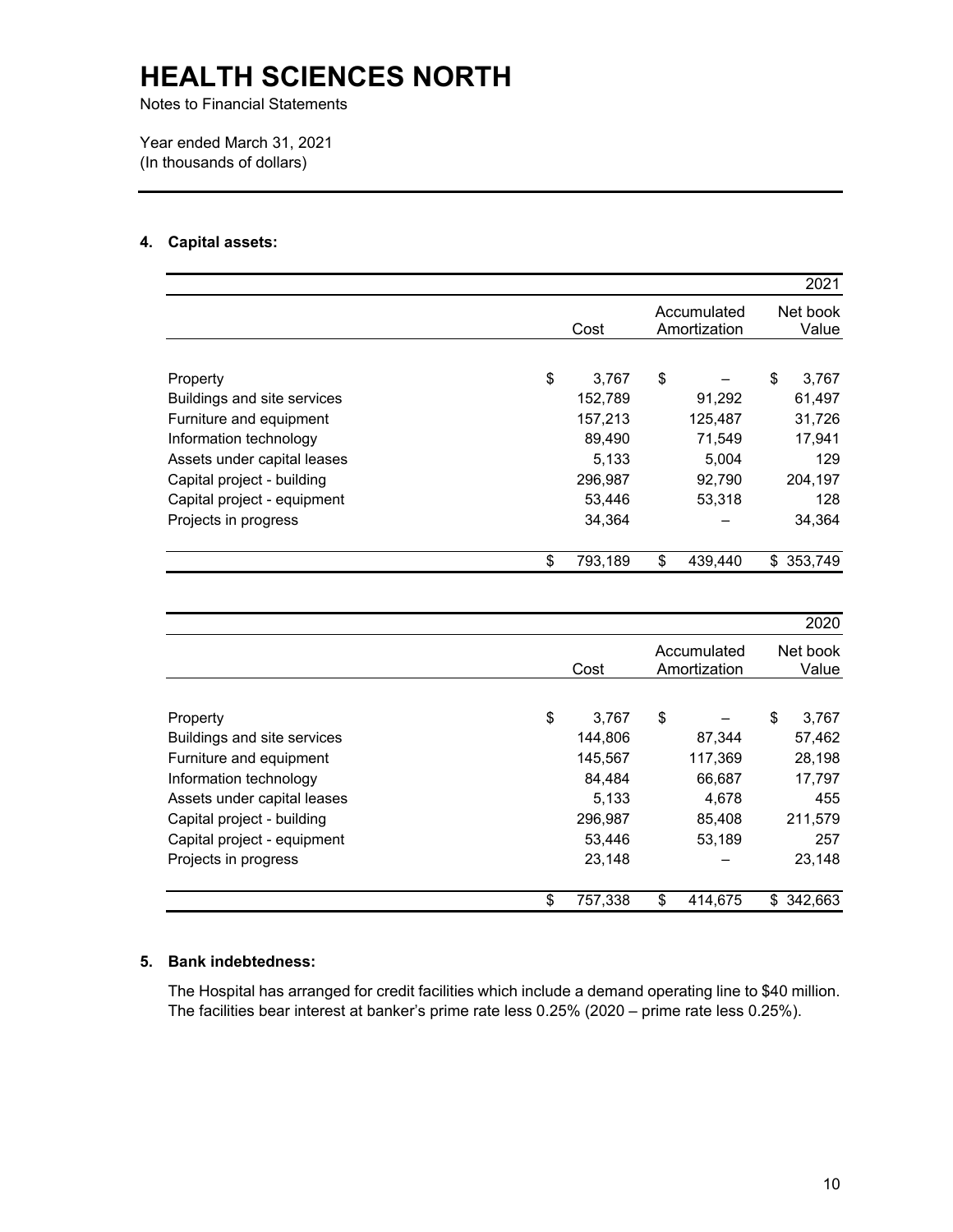# HEALTH SCIENCES NORTH

Notes to Financial Statements

Year ended March 31, 2021
(In thousands of dollars)

## 4. Capital assets:

| | | | 2021 |
|---|---|---|---|
| | Cost | Accumulated Amortization | Net book Value |
| Property | $ 3,767 | $ – | $ 3,767 |
| Buildings and site services | 152,789 | 91,292 | 61,497 |
| Furniture and equipment | 157,213 | 125,487 | 31,726 |
| Information technology | 89,490 | 71,549 | 17,941 |
| Assets under capital leases | 5,133 | 5,004 | 129 |
| Capital project - building | 296,987 | 92,790 | 204,197 |
| Capital project - equipment | 53,446 | 53,318 | 128 |
| Projects in progress | 34,364 | – | 34,364 |
| | $ 793,189 | $ 439,440 | $ 353,749 |

| | | | 2020 |
|---|---|---|---|
| | Cost | Accumulated Amortization | Net book Value |
| Property | $ 3,767 | $ – | $ 3,767 |
| Buildings and site services | 144,806 | 87,344 | 57,462 |
| Furniture and equipment | 145,567 | 117,369 | 28,198 |
| Information technology | 84,484 | 66,687 | 17,797 |
| Assets under capital leases | 5,133 | 4,678 | 455 |
| Capital project - building | 296,987 | 85,408 | 211,579 |
| Capital project - equipment | 53,446 | 53,189 | 257 |
| Projects in progress | 23,148 | – | 23,148 |
| | $ 757,338 | $ 414,675 | $ 342,663 |

## 5. Bank indebtedness:

The Hospital has arranged for credit facilities which include a demand operating line to $40 million. The facilities bear interest at banker's prime rate less 0.25% (2020 – prime rate less 0.25%).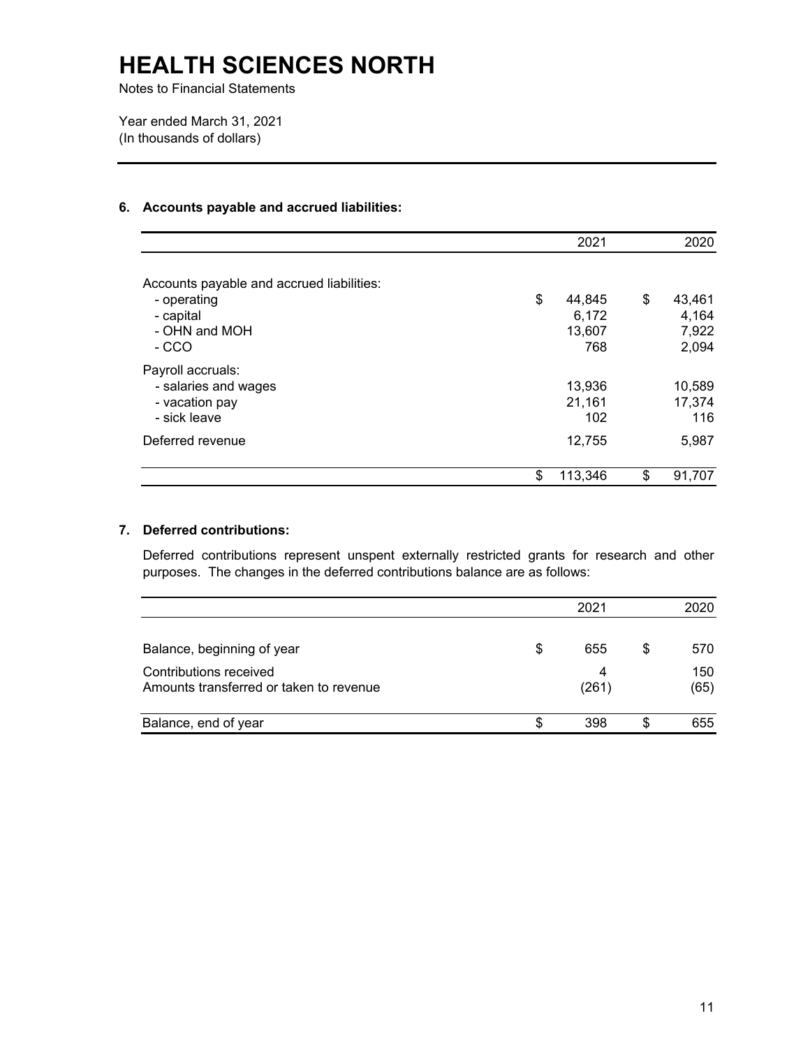# HEALTH SCIENCES NORTH

Notes to Financial Statements

Year ended March 31, 2021
(In thousands of dollars)

## 6. Accounts payable and accrued liabilities:

| | 2021 | 2020 |
|---|---|---|
| Accounts payable and accrued liabilities: | | |
| - operating | $ 44,845 | $ 43,461 |
| - capital | 6,172 | 4,164 |
| - OHN and MOH | 13,607 | 7,922 |
| - CCO | 768 | 2,094 |
| Payroll accruals: | | |
| - salaries and wages | 13,936 | 10,589 |
| - vacation pay | 21,161 | 17,374 |
| - sick leave | 102 | 116 |
| Deferred revenue | 12,755 | 5,987 |
| | $ 113,346 | $ 91,707 |

## 7. Deferred contributions:

Deferred contributions represent unspent externally restricted grants for research and other purposes. The changes in the deferred contributions balance are as follows:

| | 2021 | 2020 |
|---|---|---|
| Balance, beginning of year | $ 655 | $ 570 |
| Contributions received | 4 | 150 |
| Amounts transferred or taken to revenue | (261) | (65) |
| Balance, end of year | $ 398 | $ 655 |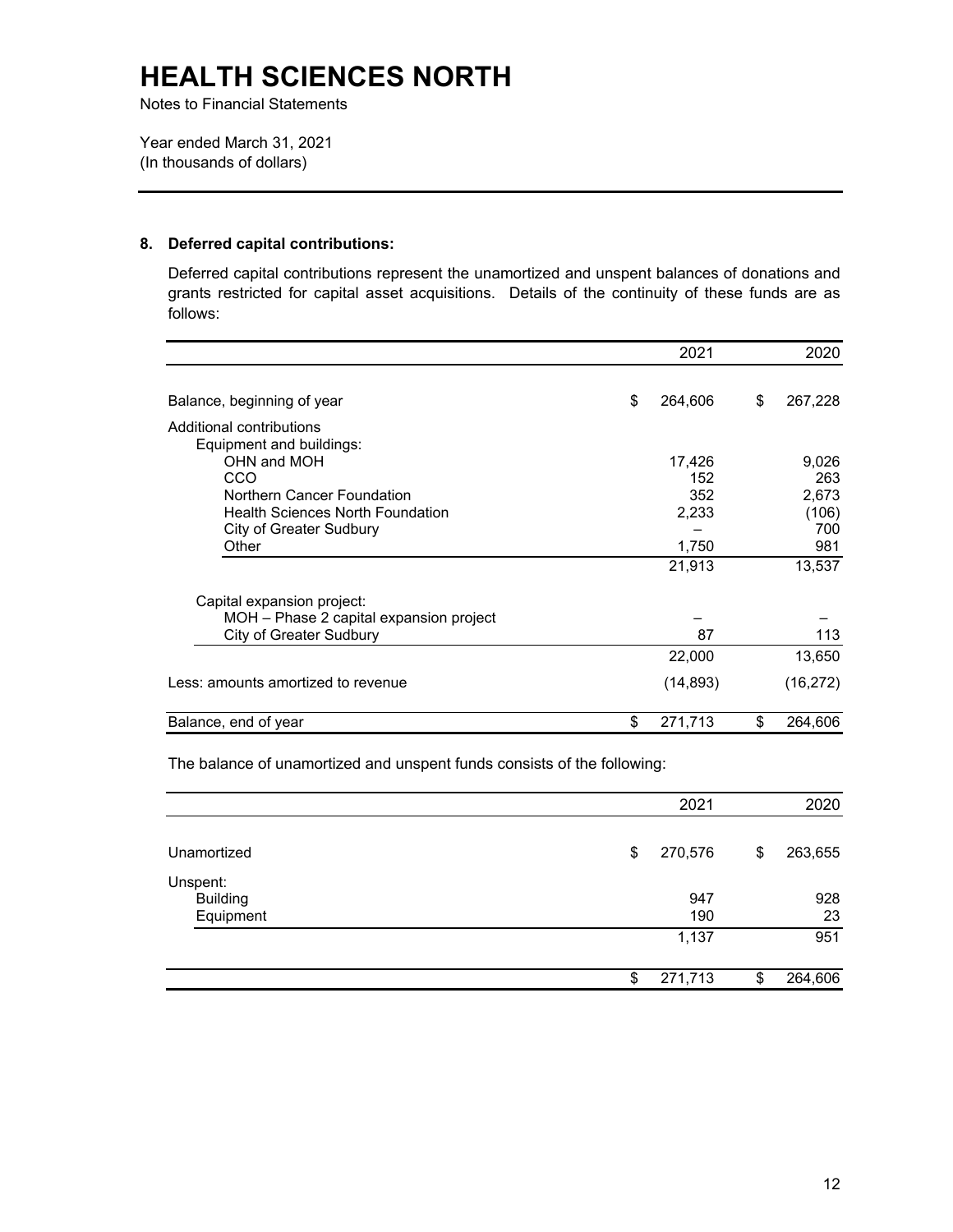# HEALTH SCIENCES NORTH

Notes to Financial Statements

Year ended March 31, 2021
(In thousands of dollars)

**8. Deferred capital contributions:**

Deferred capital contributions represent the unamortized and unspent balances of donations and grants restricted for capital asset acquisitions. Details of the continuity of these funds are as follows:

| | 2021 | 2020 |
|---|---|---|
| Balance, beginning of year | $ 264,606 | $ 267,228 |
| Additional contributions | | |
| Equipment and buildings: | | |
| OHN and MOH | 17,426 | 9,026 |
| CCO | 152 | 263 |
| Northern Cancer Foundation | 352 | 2,673 |
| Health Sciences North Foundation | 2,233 | (106) |
| City of Greater Sudbury | – | 700 |
| Other | 1,750 | 981 |
| | 21,913 | 13,537 |
| Capital expansion project: | | |
| MOH – Phase 2 capital expansion project | – | – |
| City of Greater Sudbury | 87 | 113 |
| | 22,000 | 13,650 |
| Less: amounts amortized to revenue | (14,893) | (16,272) |
| Balance, end of year | $ 271,713 | $ 264,606 |

The balance of unamortized and unspent funds consists of the following:

| | 2021 | 2020 |
|---|---|---|
| Unamortized | $ 270,576 | $ 263,655 |
| Unspent: | | |
| Building | 947 | 928 |
| Equipment | 190 | 23 |
| | 1,137 | 951 |
| | $ 271,713 | $ 264,606 |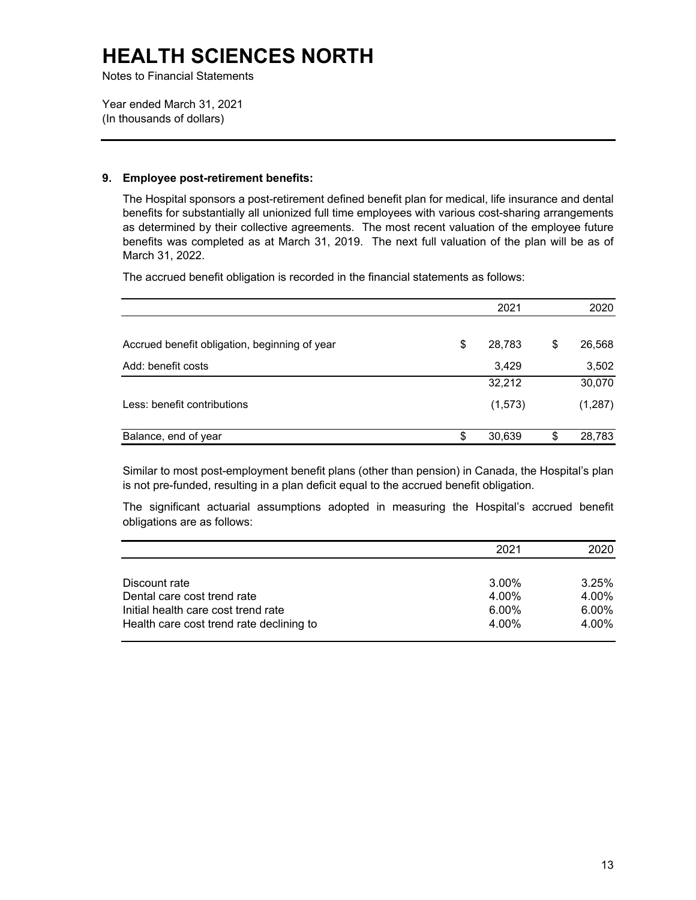# HEALTH SCIENCES NORTH

Notes to Financial Statements

Year ended March 31, 2021
(In thousands of dollars)

## 9. Employee post-retirement benefits:

The Hospital sponsors a post-retirement defined benefit plan for medical, life insurance and dental benefits for substantially all unionized full time employees with various cost-sharing arrangements as determined by their collective agreements. The most recent valuation of the employee future benefits was completed as at March 31, 2019. The next full valuation of the plan will be as of March 31, 2022.

The accrued benefit obligation is recorded in the financial statements as follows:

| | 2021 | 2020 |
|---|---|---|
| Accrued benefit obligation, beginning of year | $ 28,783 | $ 26,568 |
| Add: benefit costs | 3,429 | 3,502 |
| | 32,212 | 30,070 |
| Less: benefit contributions | (1,573) | (1,287) |
| Balance, end of year | $ 30,639 | $ 28,783 |

Similar to most post-employment benefit plans (other than pension) in Canada, the Hospital's plan is not pre-funded, resulting in a plan deficit equal to the accrued benefit obligation.

The significant actuarial assumptions adopted in measuring the Hospital's accrued benefit obligations are as follows:

| | 2021 | 2020 |
|---|---|---|
| Discount rate | 3.00% | 3.25% |
| Dental care cost trend rate | 4.00% | 4.00% |
| Initial health care cost trend rate | 6.00% | 6.00% |
| Health care cost trend rate declining to | 4.00% | 4.00% |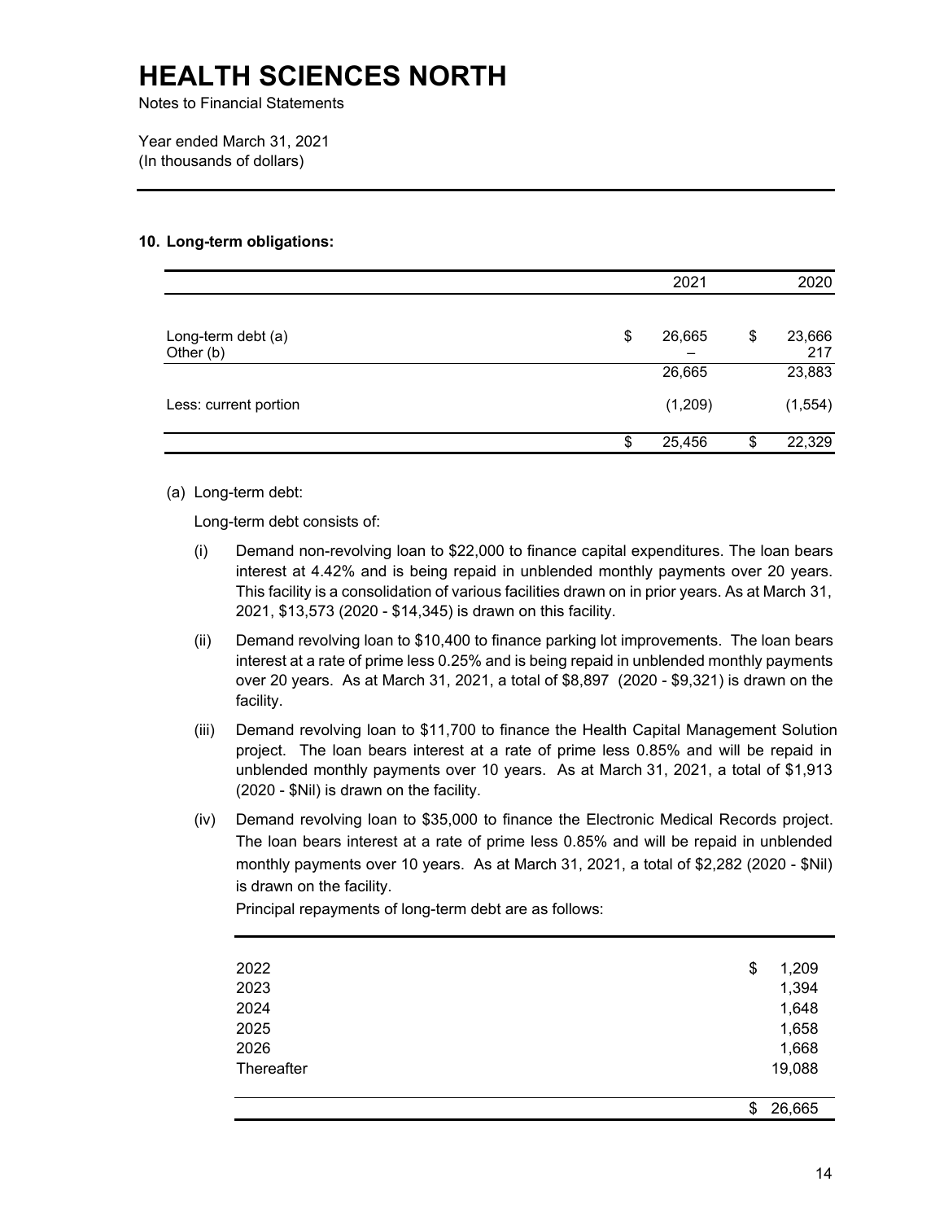# HEALTH SCIENCES NORTH

Notes to Financial Statements

Year ended March 31, 2021
(In thousands of dollars)

## 10. Long-term obligations:

| | 2021 | 2020 |
|---|---|---|
| Long-term debt (a) | $ 26,665 | $ 23,666 |
| Other (b) | – | 217 |
| | 26,665 | 23,883 |
| Less: current portion | (1,209) | (1,554) |
| | $ 25,456 | $ 22,329 |

(a) Long-term debt:

Long-term debt consists of:

(i) Demand non-revolving loan to $22,000 to finance capital expenditures. The loan bears interest at 4.42% and is being repaid in unblended monthly payments over 20 years. This facility is a consolidation of various facilities drawn on in prior years. As at March 31, 2021, $13,573 (2020 - $14,345) is drawn on this facility.

(ii) Demand revolving loan to $10,400 to finance parking lot improvements. The loan bears interest at a rate of prime less 0.25% and is being repaid in unblended monthly payments over 20 years. As at March 31, 2021, a total of $8,897 (2020 - $9,321) is drawn on the facility.

(iii) Demand revolving loan to $11,700 to finance the Health Capital Management Solution project. The loan bears interest at a rate of prime less 0.85% and will be repaid in unblended monthly payments over 10 years. As at March 31, 2021, a total of $1,913 (2020 - $Nil) is drawn on the facility.

(iv) Demand revolving loan to $35,000 to finance the Electronic Medical Records project. The loan bears interest at a rate of prime less 0.85% and will be repaid in unblended monthly payments over 10 years. As at March 31, 2021, a total of $2,282 (2020 - $Nil) is drawn on the facility.

Principal repayments of long-term debt are as follows:

| | |
|---|---|
| 2022 | $ 1,209 |
| 2023 | 1,394 |
| 2024 | 1,648 |
| 2025 | 1,658 |
| 2026 | 1,668 |
| Thereafter | 19,088 |
| | $ 26,665 |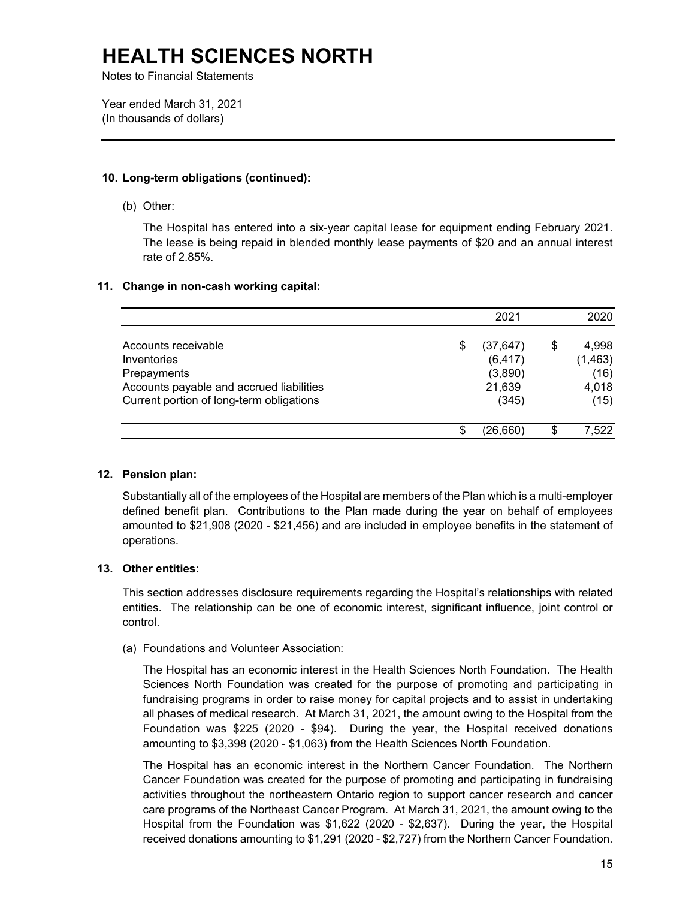# HEALTH SCIENCES NORTH

Notes to Financial Statements

Year ended March 31, 2021
(In thousands of dollars)

---

**10. Long-term obligations (continued):**

(b) Other:

The Hospital has entered into a six-year capital lease for equipment ending February 2021. The lease is being repaid in blended monthly lease payments of $20 and an annual interest rate of 2.85%.

**11. Change in non-cash working capital:**

| | 2021 | 2020 |
|---|---|---|
| Accounts receivable | $ (37,647) | $ 4,998 |
| Inventories | (6,417) | (1,463) |
| Prepayments | (3,890) | (16) |
| Accounts payable and accrued liabilities | 21,639 | 4,018 |
| Current portion of long-term obligations | (345) | (15) |
| | $ (26,660) | $ 7,522 |

**12. Pension plan:**

Substantially all of the employees of the Hospital are members of the Plan which is a multi-employer defined benefit plan. Contributions to the Plan made during the year on behalf of employees amounted to $21,908 (2020 - $21,456) and are included in employee benefits in the statement of operations.

**13. Other entities:**

This section addresses disclosure requirements regarding the Hospital's relationships with related entities. The relationship can be one of economic interest, significant influence, joint control or control.

(a) Foundations and Volunteer Association:

The Hospital has an economic interest in the Health Sciences North Foundation. The Health Sciences North Foundation was created for the purpose of promoting and participating in fundraising programs in order to raise money for capital projects and to assist in undertaking all phases of medical research. At March 31, 2021, the amount owing to the Hospital from the Foundation was $225 (2020 - $94). During the year, the Hospital received donations amounting to $3,398 (2020 - $1,063) from the Health Sciences North Foundation.

The Hospital has an economic interest in the Northern Cancer Foundation. The Northern Cancer Foundation was created for the purpose of promoting and participating in fundraising activities throughout the northeastern Ontario region to support cancer research and cancer care programs of the Northeast Cancer Program. At March 31, 2021, the amount owing to the Hospital from the Foundation was $1,622 (2020 - $2,637). During the year, the Hospital received donations amounting to $1,291 (2020 - $2,727) from the Northern Cancer Foundation.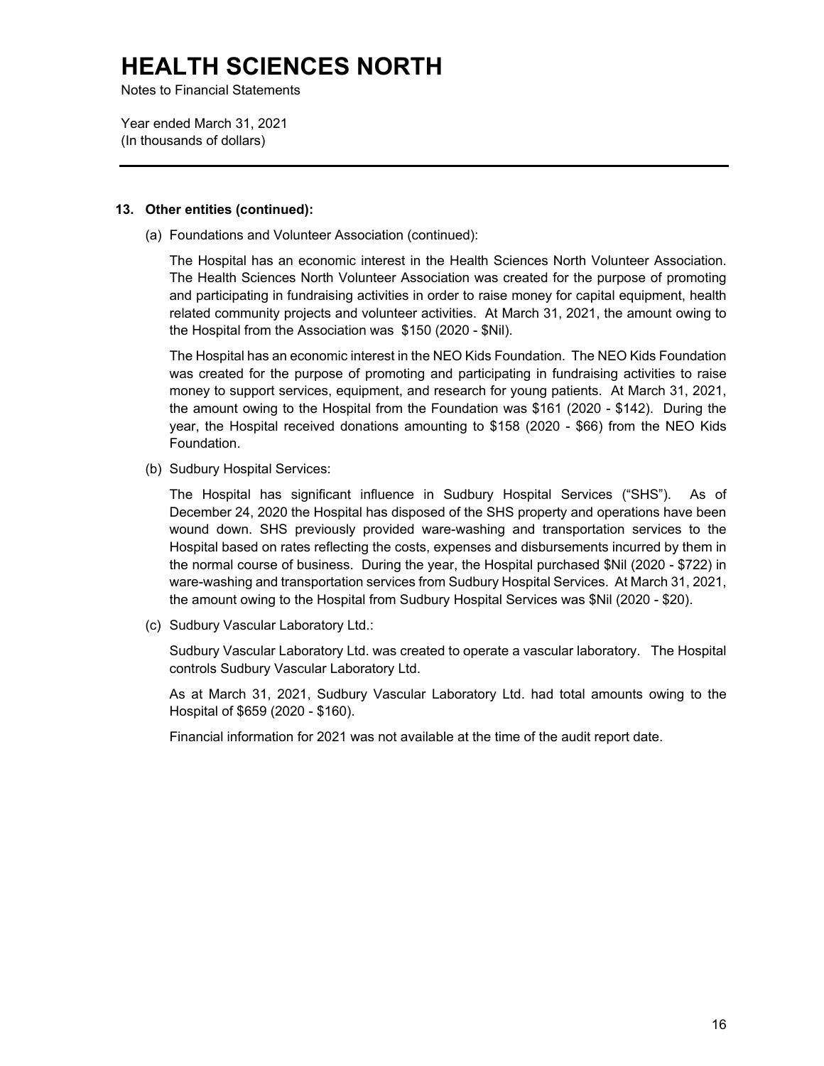# HEALTH SCIENCES NORTH

Notes to Financial Statements

Year ended March 31, 2021
(In thousands of dollars)

---

**13. Other entities (continued):**

(a) Foundations and Volunteer Association (continued):

The Hospital has an economic interest in the Health Sciences North Volunteer Association. The Health Sciences North Volunteer Association was created for the purpose of promoting and participating in fundraising activities in order to raise money for capital equipment, health related community projects and volunteer activities. At March 31, 2021, the amount owing to the Hospital from the Association was $150 (2020 - $Nil).

The Hospital has an economic interest in the NEO Kids Foundation. The NEO Kids Foundation was created for the purpose of promoting and participating in fundraising activities to raise money to support services, equipment, and research for young patients. At March 31, 2021, the amount owing to the Hospital from the Foundation was $161 (2020 - $142). During the year, the Hospital received donations amounting to $158 (2020 - $66) from the NEO Kids Foundation.

(b) Sudbury Hospital Services:

The Hospital has significant influence in Sudbury Hospital Services ("SHS"). As of December 24, 2020 the Hospital has disposed of the SHS property and operations have been wound down. SHS previously provided ware-washing and transportation services to the Hospital based on rates reflecting the costs, expenses and disbursements incurred by them in the normal course of business. During the year, the Hospital purchased $Nil (2020 - $722) in ware-washing and transportation services from Sudbury Hospital Services. At March 31, 2021, the amount owing to the Hospital from Sudbury Hospital Services was $Nil (2020 - $20).

(c) Sudbury Vascular Laboratory Ltd.:

Sudbury Vascular Laboratory Ltd. was created to operate a vascular laboratory. The Hospital controls Sudbury Vascular Laboratory Ltd.

As at March 31, 2021, Sudbury Vascular Laboratory Ltd. had total amounts owing to the Hospital of $659 (2020 - $160).

Financial information for 2021 was not available at the time of the audit report date.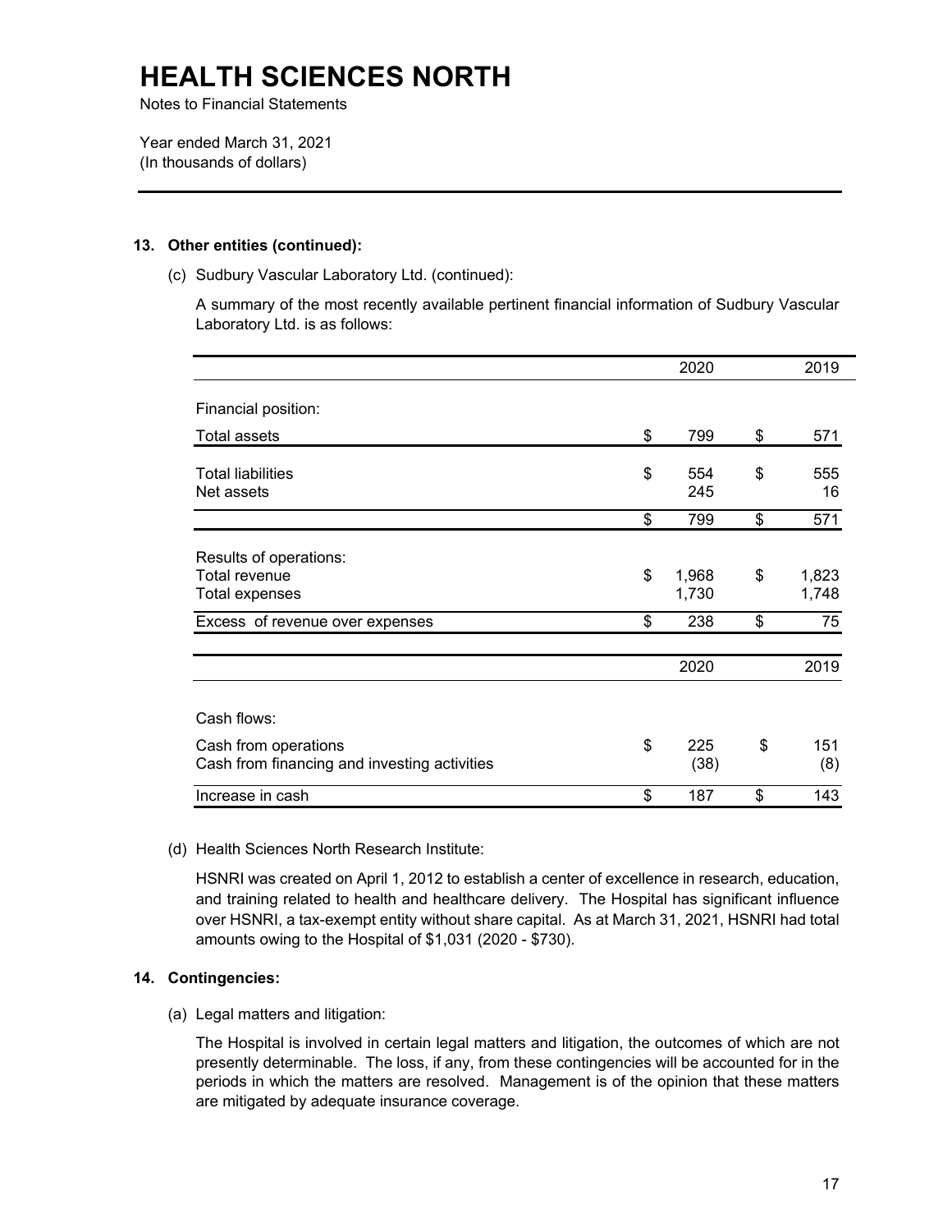# HEALTH SCIENCES NORTH

Notes to Financial Statements

Year ended March 31, 2021
(In thousands of dollars)

---

**13. Other entities (continued):**

(c) Sudbury Vascular Laboratory Ltd. (continued):

A summary of the most recently available pertinent financial information of Sudbury Vascular Laboratory Ltd. is as follows:

| | 2020 | 2019 |
|---|---|---|
| Financial position: | | |
| Total assets | $ 799 | $ 571 |
| Total liabilities | $ 554 | $ 555 |
| Net assets | 245 | 16 |
| | $ 799 | $ 571 |
| Results of operations: | | |
| Total revenue | $ 1,968 | $ 1,823 |
| Total expenses | 1,730 | 1,748 |
| Excess of revenue over expenses | $ 238 | $ 75 |

| | 2020 | 2019 |
|---|---|---|
| Cash flows: | | |
| Cash from operations | $ 225 | $ 151 |
| Cash from financing and investing activities | (38) | (8) |
| Increase in cash | $ 187 | $ 143 |

(d) Health Sciences North Research Institute:

HSNRI was created on April 1, 2012 to establish a center of excellence in research, education, and training related to health and healthcare delivery. The Hospital has significant influence over HSNRI, a tax-exempt entity without share capital. As at March 31, 2021, HSNRI had total amounts owing to the Hospital of $1,031 (2020 - $730).

**14. Contingencies:**

(a) Legal matters and litigation:

The Hospital is involved in certain legal matters and litigation, the outcomes of which are not presently determinable. The loss, if any, from these contingencies will be accounted for in the periods in which the matters are resolved. Management is of the opinion that these matters are mitigated by adequate insurance coverage.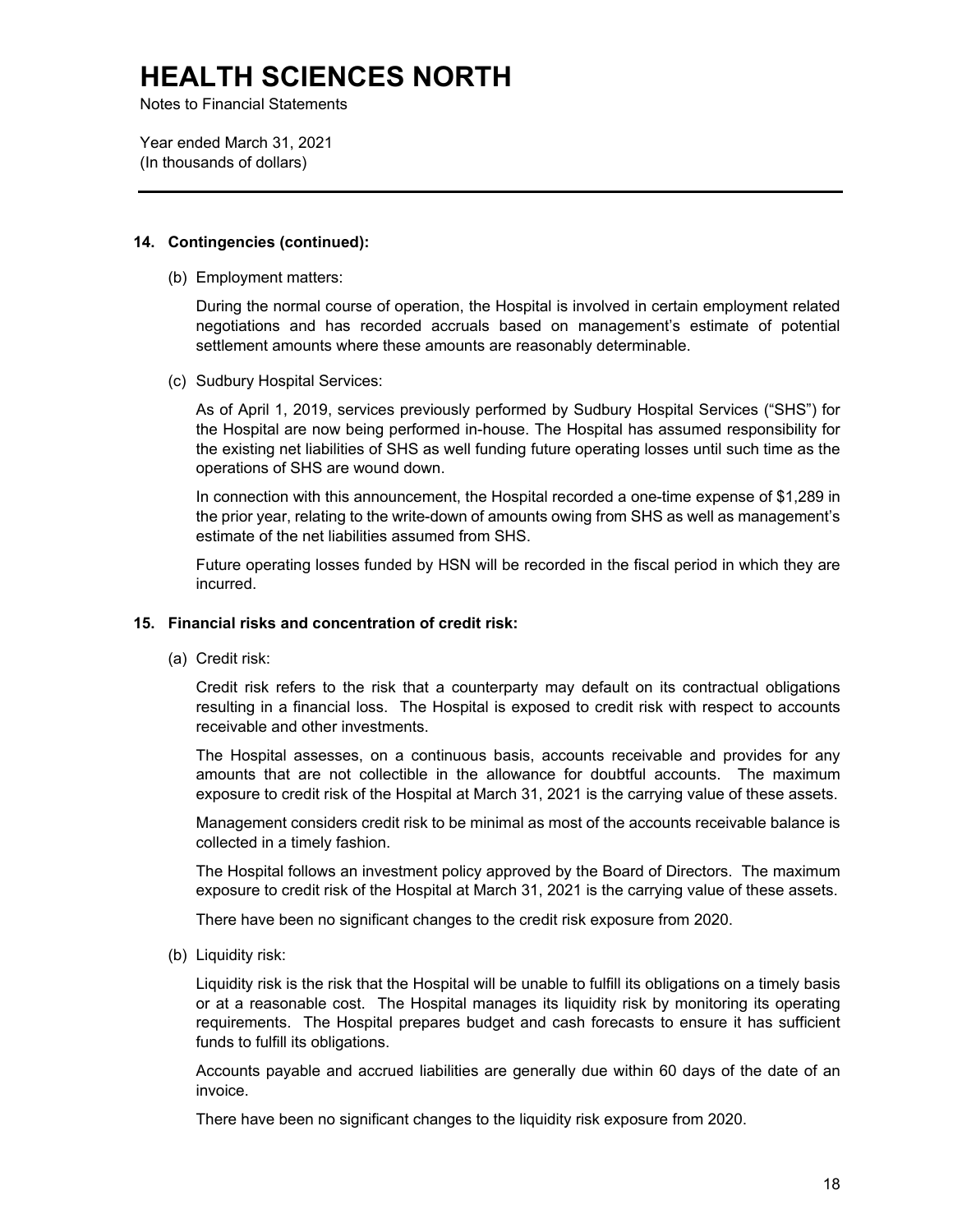## 14. Contingencies (continued):

(b) Employment matters:

During the normal course of operation, the Hospital is involved in certain employment related negotiations and has recorded accruals based on management's estimate of potential settlement amounts where these amounts are reasonably determinable.

(c) Sudbury Hospital Services:

As of April 1, 2019, services previously performed by Sudbury Hospital Services ("SHS") for the Hospital are now being performed in-house. The Hospital has assumed responsibility for the existing net liabilities of SHS as well funding future operating losses until such time as the operations of SHS are wound down.

In connection with this announcement, the Hospital recorded a one-time expense of $1,289 in the prior year, relating to the write-down of amounts owing from SHS as well as management's estimate of the net liabilities assumed from SHS.

Future operating losses funded by HSN will be recorded in the fiscal period in which they are incurred.

## 15. Financial risks and concentration of credit risk:

(a) Credit risk:

Credit risk refers to the risk that a counterparty may default on its contractual obligations resulting in a financial loss. The Hospital is exposed to credit risk with respect to accounts receivable and other investments.

The Hospital assesses, on a continuous basis, accounts receivable and provides for any amounts that are not collectible in the allowance for doubtful accounts. The maximum exposure to credit risk of the Hospital at March 31, 2021 is the carrying value of these assets.

Management considers credit risk to be minimal as most of the accounts receivable balance is collected in a timely fashion.

The Hospital follows an investment policy approved by the Board of Directors. The maximum exposure to credit risk of the Hospital at March 31, 2021 is the carrying value of these assets.

There have been no significant changes to the credit risk exposure from 2020.

(b) Liquidity risk:

Liquidity risk is the risk that the Hospital will be unable to fulfill its obligations on a timely basis or at a reasonable cost. The Hospital manages its liquidity risk by monitoring its operating requirements. The Hospital prepares budget and cash forecasts to ensure it has sufficient funds to fulfill its obligations.

Accounts payable and accrued liabilities are generally due within 60 days of the date of an invoice.

There have been no significant changes to the liquidity risk exposure from 2020.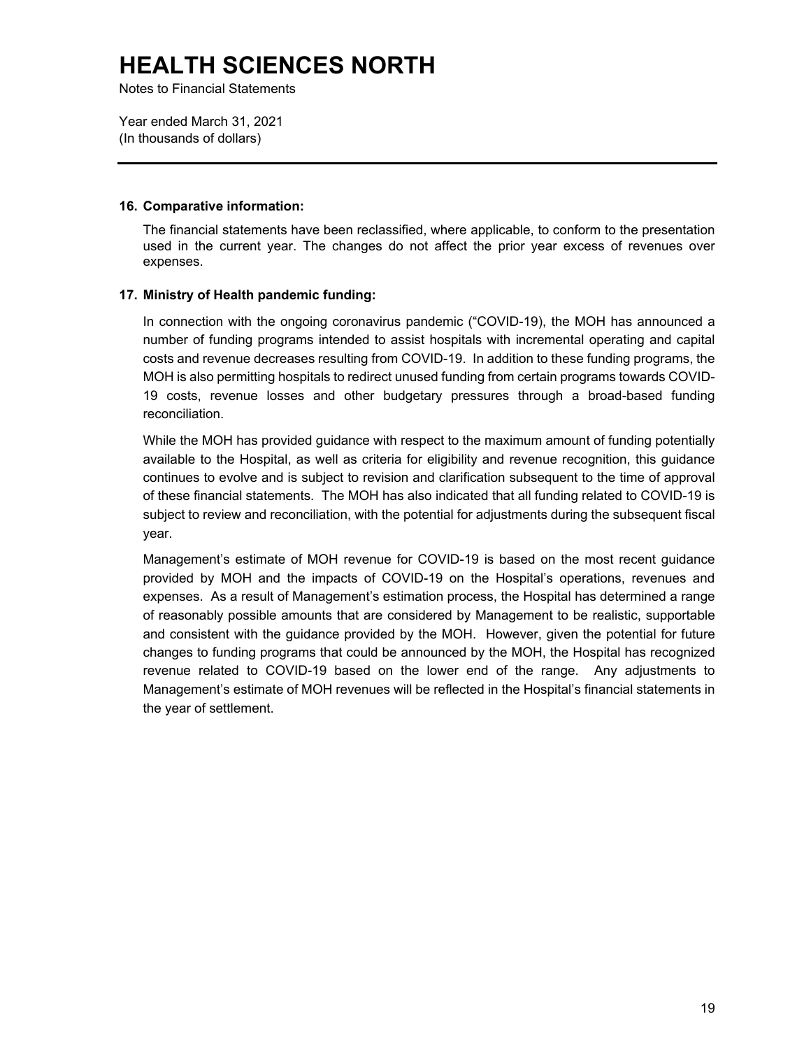# HEALTH SCIENCES NORTH

Notes to Financial Statements

Year ended March 31, 2021
(In thousands of dollars)

---

### 16. Comparative information:

The financial statements have been reclassified, where applicable, to conform to the presentation used in the current year. The changes do not affect the prior year excess of revenues over expenses.

### 17. Ministry of Health pandemic funding:

In connection with the ongoing coronavirus pandemic ("COVID-19), the MOH has announced a number of funding programs intended to assist hospitals with incremental operating and capital costs and revenue decreases resulting from COVID-19. In addition to these funding programs, the MOH is also permitting hospitals to redirect unused funding from certain programs towards COVID-19 costs, revenue losses and other budgetary pressures through a broad-based funding reconciliation.

While the MOH has provided guidance with respect to the maximum amount of funding potentially available to the Hospital, as well as criteria for eligibility and revenue recognition, this guidance continues to evolve and is subject to revision and clarification subsequent to the time of approval of these financial statements. The MOH has also indicated that all funding related to COVID-19 is subject to review and reconciliation, with the potential for adjustments during the subsequent fiscal year.

Management's estimate of MOH revenue for COVID-19 is based on the most recent guidance provided by MOH and the impacts of COVID-19 on the Hospital's operations, revenues and expenses. As a result of Management's estimation process, the Hospital has determined a range of reasonably possible amounts that are considered by Management to be realistic, supportable and consistent with the guidance provided by the MOH. However, given the potential for future changes to funding programs that could be announced by the MOH, the Hospital has recognized revenue related to COVID-19 based on the lower end of the range. Any adjustments to Management's estimate of MOH revenues will be reflected in the Hospital's financial statements in the year of settlement.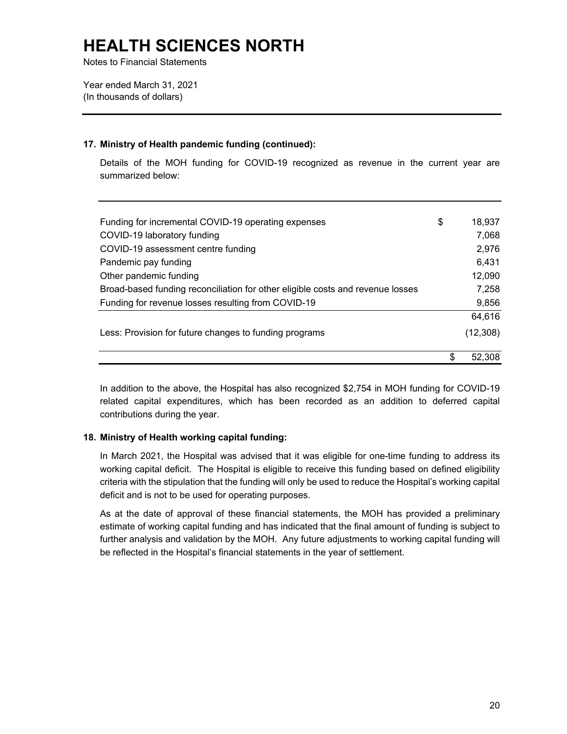# HEALTH SCIENCES NORTH

Notes to Financial Statements

Year ended March 31, 2021
(In thousands of dollars)

---

**17. Ministry of Health pandemic funding (continued):**

Details of the MOH funding for COVID-19 recognized as revenue in the current year are summarized below:

| | | |
|---|---|---|
| Funding for incremental COVID-19 operating expenses | $ | 18,937 |
| COVID-19 laboratory funding | | 7,068 |
| COVID-19 assessment centre funding | | 2,976 |
| Pandemic pay funding | | 6,431 |
| Other pandemic funding | | 12,090 |
| Broad-based funding reconciliation for other eligible costs and revenue losses | | 7,258 |
| Funding for revenue losses resulting from COVID-19 | | 9,856 |
| | | 64,616 |
| Less: Provision for future changes to funding programs | | (12,308) |
| | $ | 52,308 |

In addition to the above, the Hospital has also recognized $2,754 in MOH funding for COVID-19 related capital expenditures, which has been recorded as an addition to deferred capital contributions during the year.

**18. Ministry of Health working capital funding:**

In March 2021, the Hospital was advised that it was eligible for one-time funding to address its working capital deficit. The Hospital is eligible to receive this funding based on defined eligibility criteria with the stipulation that the funding will only be used to reduce the Hospital's working capital deficit and is not to be used for operating purposes.

As at the date of approval of these financial statements, the MOH has provided a preliminary estimate of working capital funding and has indicated that the final amount of funding is subject to further analysis and validation by the MOH. Any future adjustments to working capital funding will be reflected in the Hospital's financial statements in the year of settlement.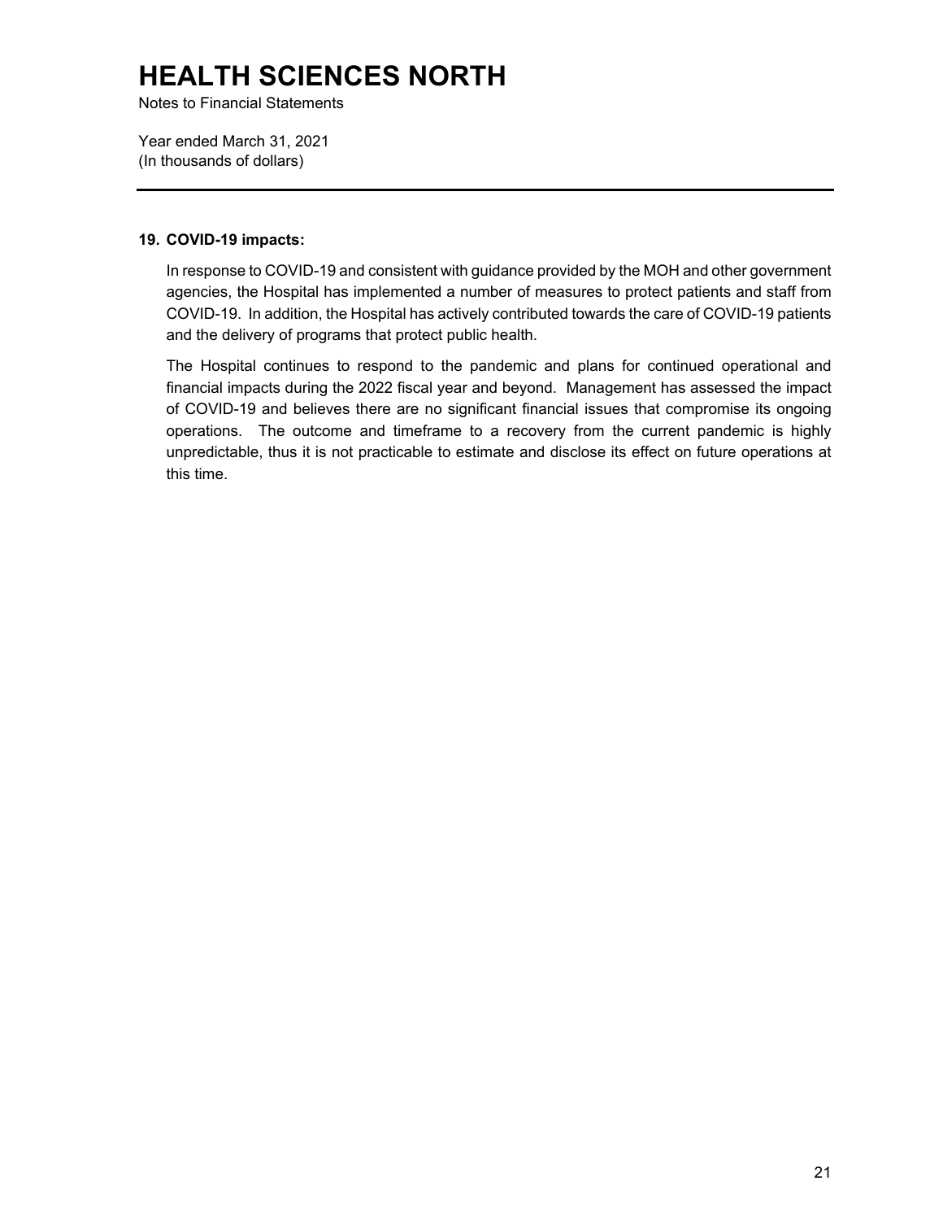# HEALTH SCIENCES NORTH

Notes to Financial Statements

Year ended March 31, 2021
(In thousands of dollars)

---

**19. COVID-19 impacts:**

In response to COVID-19 and consistent with guidance provided by the MOH and other government agencies, the Hospital has implemented a number of measures to protect patients and staff from COVID-19. In addition, the Hospital has actively contributed towards the care of COVID-19 patients and the delivery of programs that protect public health.

The Hospital continues to respond to the pandemic and plans for continued operational and financial impacts during the 2022 fiscal year and beyond. Management has assessed the impact of COVID-19 and believes there are no significant financial issues that compromise its ongoing operations. The outcome and timeframe to a recovery from the current pandemic is highly unpredictable, thus it is not practicable to estimate and disclose its effect on future operations at this time.